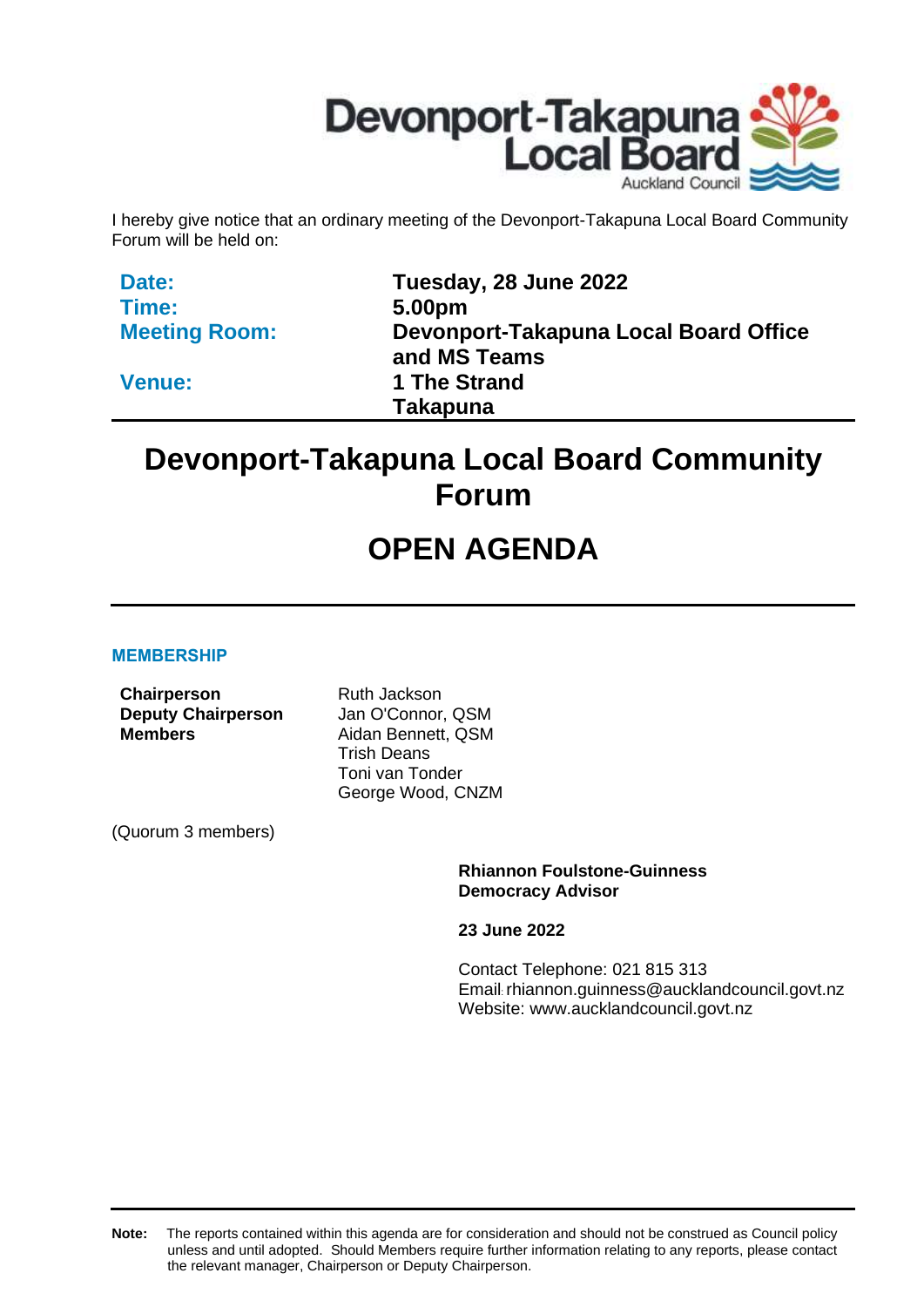Devonport-Takapuna Local Board

Auckland Council

I hereby give notice that an ordinary meeting of the Devonport-Takapuna Local Board Community Forum will be held on:

| | |
|---|---|
| **Date:** | **Tuesday, 28 June 2022** |
| **Time:** | **5.00pm** |
| **Meeting Room:** | **Devonport-Takapuna Local Board Office and MS Teams** |
| **Venue:** | **1 The Strand Takapuna** |

# Devonport-Takapuna Local Board Community Forum

# OPEN AGENDA

## MEMBERSHIP

| | |
|---|---|
| **Chairperson** | Ruth Jackson |
| **Deputy Chairperson** | Jan O'Connor, QSM |
| **Members** | Aidan Bennett, QSM |
| | Trish Deans |
| | Toni van Tonder |
| | George Wood, CNZM |

(Quorum 3 members)

**Rhiannon Foulstone-Guinness**
**Democracy Advisor**

**23 June 2022**

Contact Telephone: 021 815 313
Email: rhiannon.guinness@aucklandcouncil.govt.nz
Website: www.aucklandcouncil.govt.nz

**Note:** The reports contained within this agenda are for consideration and should not be construed as Council policy unless and until adopted. Should Members require further information relating to any reports, please contact the relevant manager, Chairperson or Deputy Chairperson.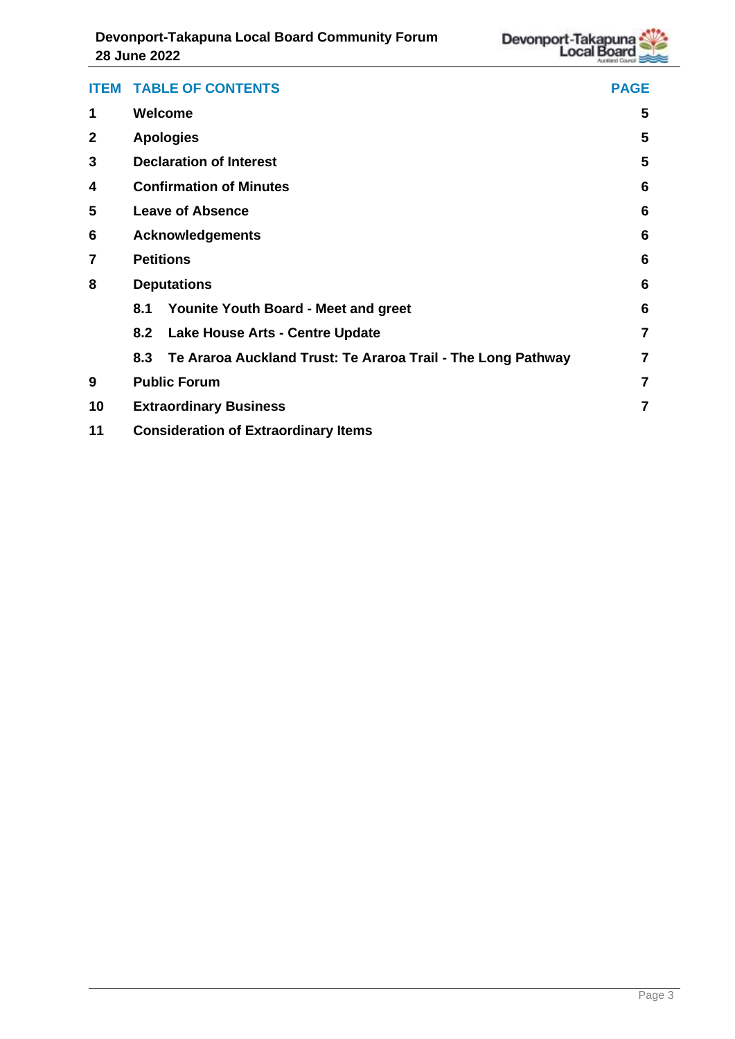| ITEM | TABLE OF CONTENTS | PAGE |
|---|---|---|
| 1 | Welcome | 5 |
| 2 | Apologies | 5 |
| 3 | Declaration of Interest | 5 |
| 4 | Confirmation of Minutes | 6 |
| 5 | Leave of Absence | 6 |
| 6 | Acknowledgements | 6 |
| 7 | Petitions | 6 |
| 8 | Deputations | 6 |
| | 8.1 Younite Youth Board - Meet and greet | 6 |
| | 8.2 Lake House Arts - Centre Update | 7 |
| | 8.3 Te Araroa Auckland Trust: Te Araroa Trail - The Long Pathway | 7 |
| 9 | Public Forum | 7 |
| 10 | Extraordinary Business | 7 |
| 11 | Consideration of Extraordinary Items | |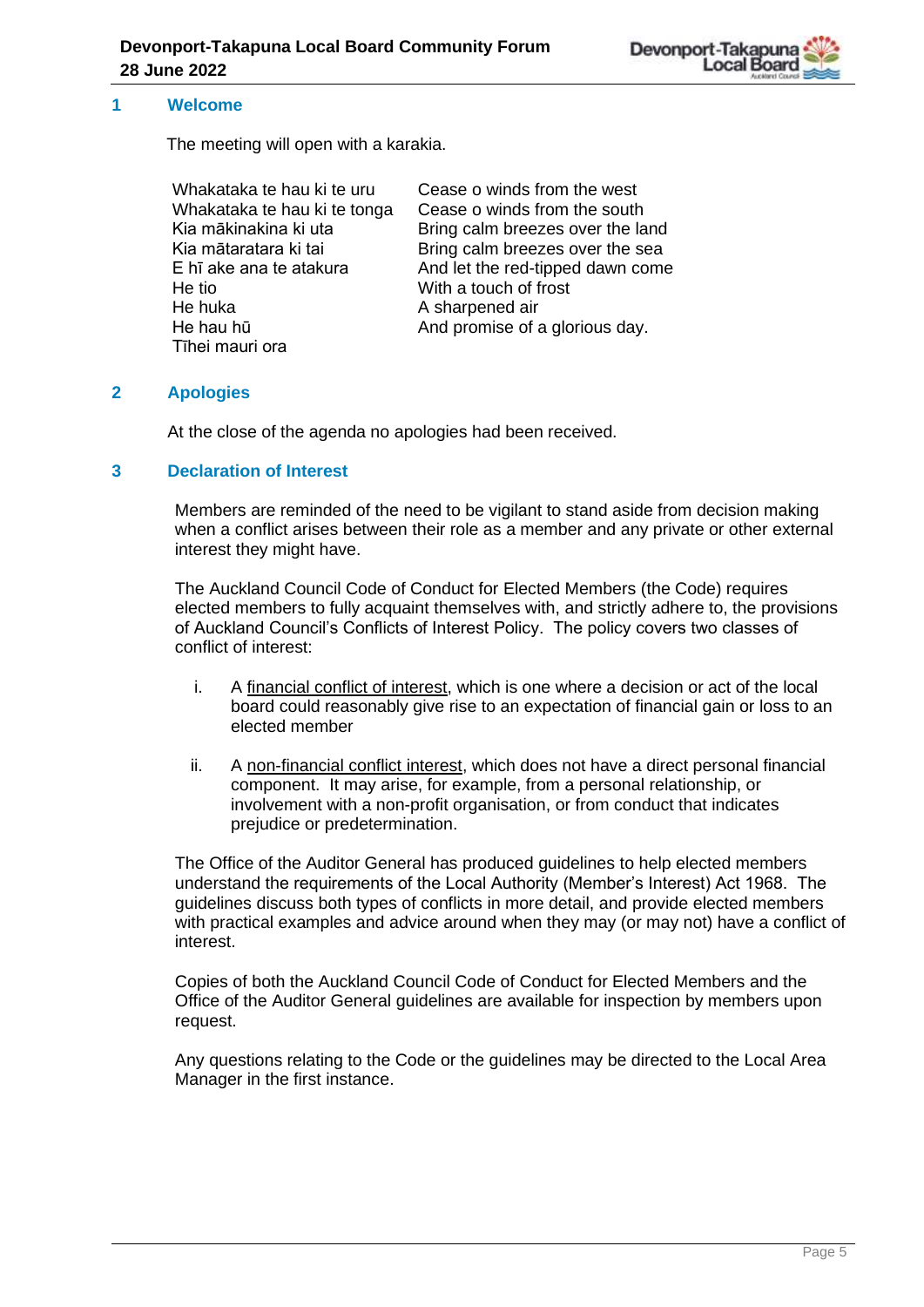## 1 Welcome

The meeting will open with a karakia.

| | |
|---|---|
| Whakataka te hau ki te uru | Cease o winds from the west |
| Whakataka te hau ki te tonga | Cease o winds from the south |
| Kia mākinakina ki uta | Bring calm breezes over the land |
| Kia mātaratara ki tai | Bring calm breezes over the sea |
| E hī ake ana te atakura | And let the red-tipped dawn come |
| He tio | With a touch of frost |
| He huka | A sharpened air |
| He hau hū | And promise of a glorious day. |
| Tīhei mauri ora | |

## 2 Apologies

At the close of the agenda no apologies had been received.

## 3 Declaration of Interest

Members are reminded of the need to be vigilant to stand aside from decision making when a conflict arises between their role as a member and any private or other external interest they might have.

The Auckland Council Code of Conduct for Elected Members (the Code) requires elected members to fully acquaint themselves with, and strictly adhere to, the provisions of Auckland Council's Conflicts of Interest Policy. The policy covers two classes of conflict of interest:

i. A financial conflict of interest, which is one where a decision or act of the local board could reasonably give rise to an expectation of financial gain or loss to an elected member

ii. A non-financial conflict interest, which does not have a direct personal financial component. It may arise, for example, from a personal relationship, or involvement with a non-profit organisation, or from conduct that indicates prejudice or predetermination.

The Office of the Auditor General has produced guidelines to help elected members understand the requirements of the Local Authority (Member's Interest) Act 1968. The guidelines discuss both types of conflicts in more detail, and provide elected members with practical examples and advice around when they may (or may not) have a conflict of interest.

Copies of both the Auckland Council Code of Conduct for Elected Members and the Office of the Auditor General guidelines are available for inspection by members upon request.

Any questions relating to the Code or the guidelines may be directed to the Local Area Manager in the first instance.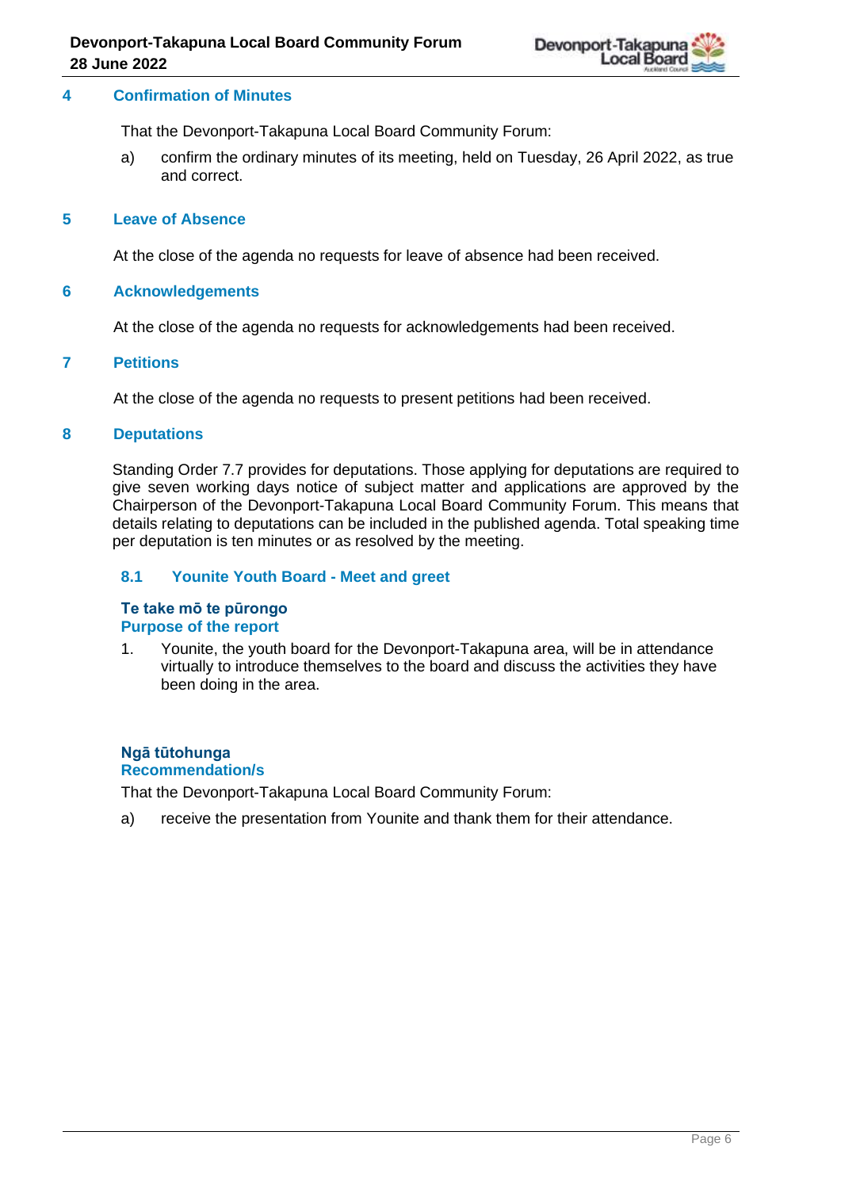## 4 Confirmation of Minutes

That the Devonport-Takapuna Local Board Community Forum:

a) confirm the ordinary minutes of its meeting, held on Tuesday, 26 April 2022, as true and correct.

## 5 Leave of Absence

At the close of the agenda no requests for leave of absence had been received.

## 6 Acknowledgements

At the close of the agenda no requests for acknowledgements had been received.

## 7 Petitions

At the close of the agenda no requests to present petitions had been received.

## 8 Deputations

Standing Order 7.7 provides for deputations. Those applying for deputations are required to give seven working days notice of subject matter and applications are approved by the Chairperson of the Devonport-Takapuna Local Board Community Forum. This means that details relating to deputations can be included in the published agenda. Total speaking time per deputation is ten minutes or as resolved by the meeting.

### 8.1 Younite Youth Board - Meet and greet

**Te take mō te pūrongo**
**Purpose of the report**

1. Younite, the youth board for the Devonport-Takapuna area, will be in attendance virtually to introduce themselves to the board and discuss the activities they have been doing in the area.

**Ngā tūtohunga**
**Recommendation/s**

That the Devonport-Takapuna Local Board Community Forum:

a) receive the presentation from Younite and thank them for their attendance.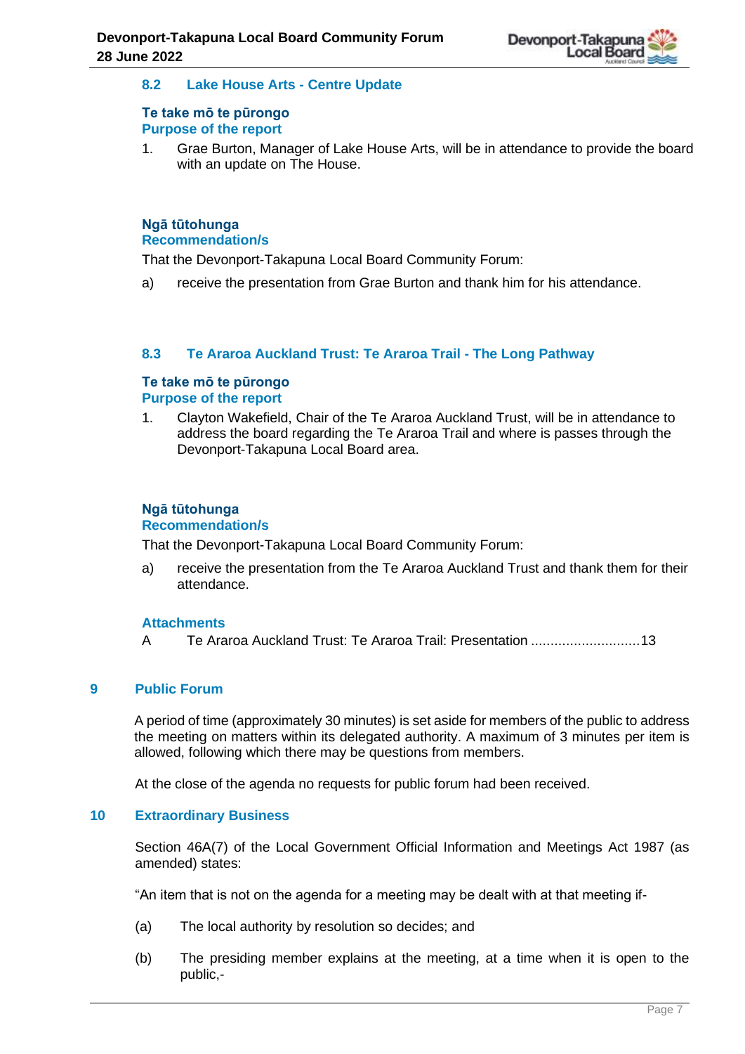## 8.2 Lake House Arts - Centre Update

**Te take mō te pūrongo**
**Purpose of the report**

1. Grae Burton, Manager of Lake House Arts, will be in attendance to provide the board with an update on The House.

**Ngā tūtohunga**
**Recommendation/s**

That the Devonport-Takapuna Local Board Community Forum:

a) receive the presentation from Grae Burton and thank him for his attendance.

## 8.3 Te Araroa Auckland Trust: Te Araroa Trail - The Long Pathway

**Te take mō te pūrongo**
**Purpose of the report**

1. Clayton Wakefield, Chair of the Te Araroa Auckland Trust, will be in attendance to address the board regarding the Te Araroa Trail and where is passes through the Devonport-Takapuna Local Board area.

**Ngā tūtohunga**
**Recommendation/s**

That the Devonport-Takapuna Local Board Community Forum:

a) receive the presentation from the Te Araroa Auckland Trust and thank them for their attendance.

**Attachments**

A Te Araroa Auckland Trust: Te Araroa Trail: Presentation ............................13

# 9 Public Forum

A period of time (approximately 30 minutes) is set aside for members of the public to address the meeting on matters within its delegated authority. A maximum of 3 minutes per item is allowed, following which there may be questions from members.

At the close of the agenda no requests for public forum had been received.

# 10 Extraordinary Business

Section 46A(7) of the Local Government Official Information and Meetings Act 1987 (as amended) states:

"An item that is not on the agenda for a meeting may be dealt with at that meeting if-

(a) The local authority by resolution so decides; and

(b) The presiding member explains at the meeting, at a time when it is open to the public,-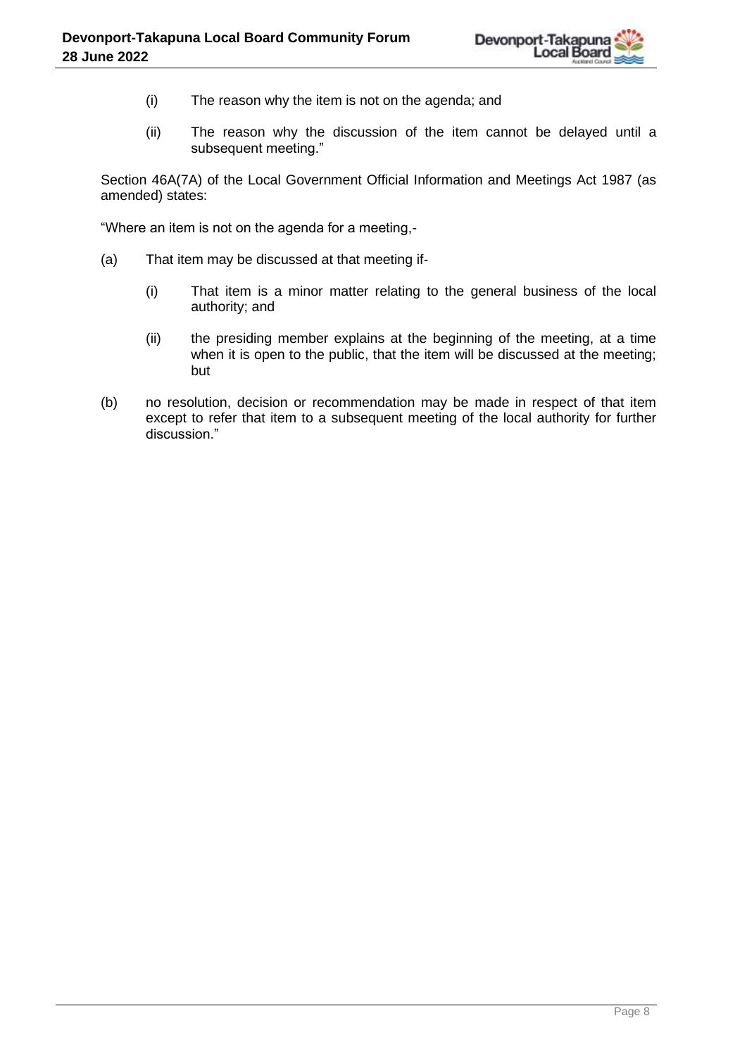(i) The reason why the item is not on the agenda; and

(ii) The reason why the discussion of the item cannot be delayed until a subsequent meeting."

Section 46A(7A) of the Local Government Official Information and Meetings Act 1987 (as amended) states:

"Where an item is not on the agenda for a meeting,-

(a) That item may be discussed at that meeting if-

    (i) That item is a minor matter relating to the general business of the local authority; and

    (ii) the presiding member explains at the beginning of the meeting, at a time when it is open to the public, that the item will be discussed at the meeting; but

(b) no resolution, decision or recommendation may be made in respect of that item except to refer that item to a subsequent meeting of the local authority for further discussion."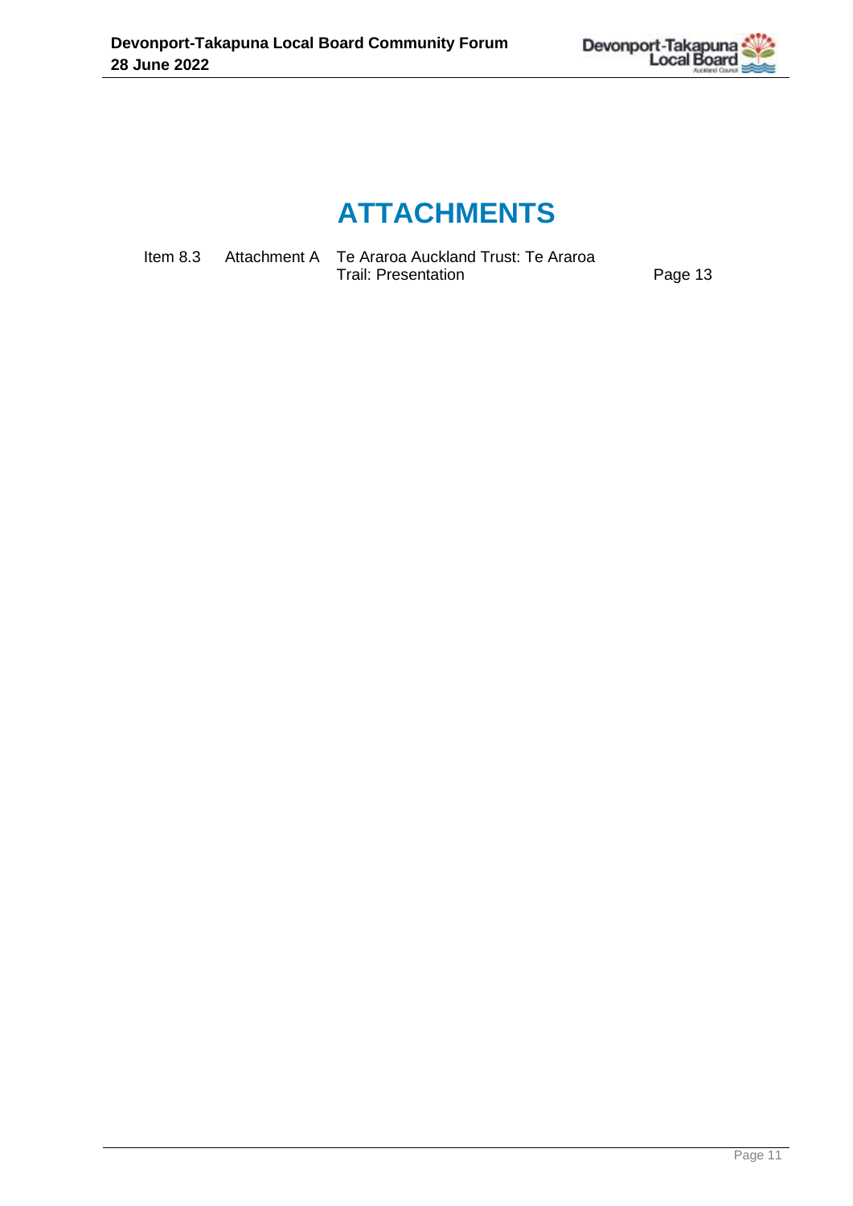# ATTACHMENTS

| | | | |
|---|---|---|---|
| Item 8.3 | Attachment A | Te Araroa Auckland Trust: Te Araroa Trail: Presentation | Page 13 |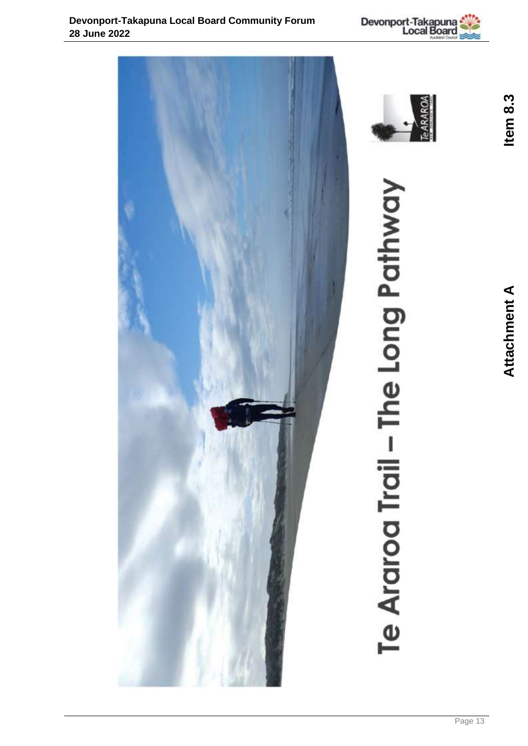# Te Araroa Trail – The Long Pathway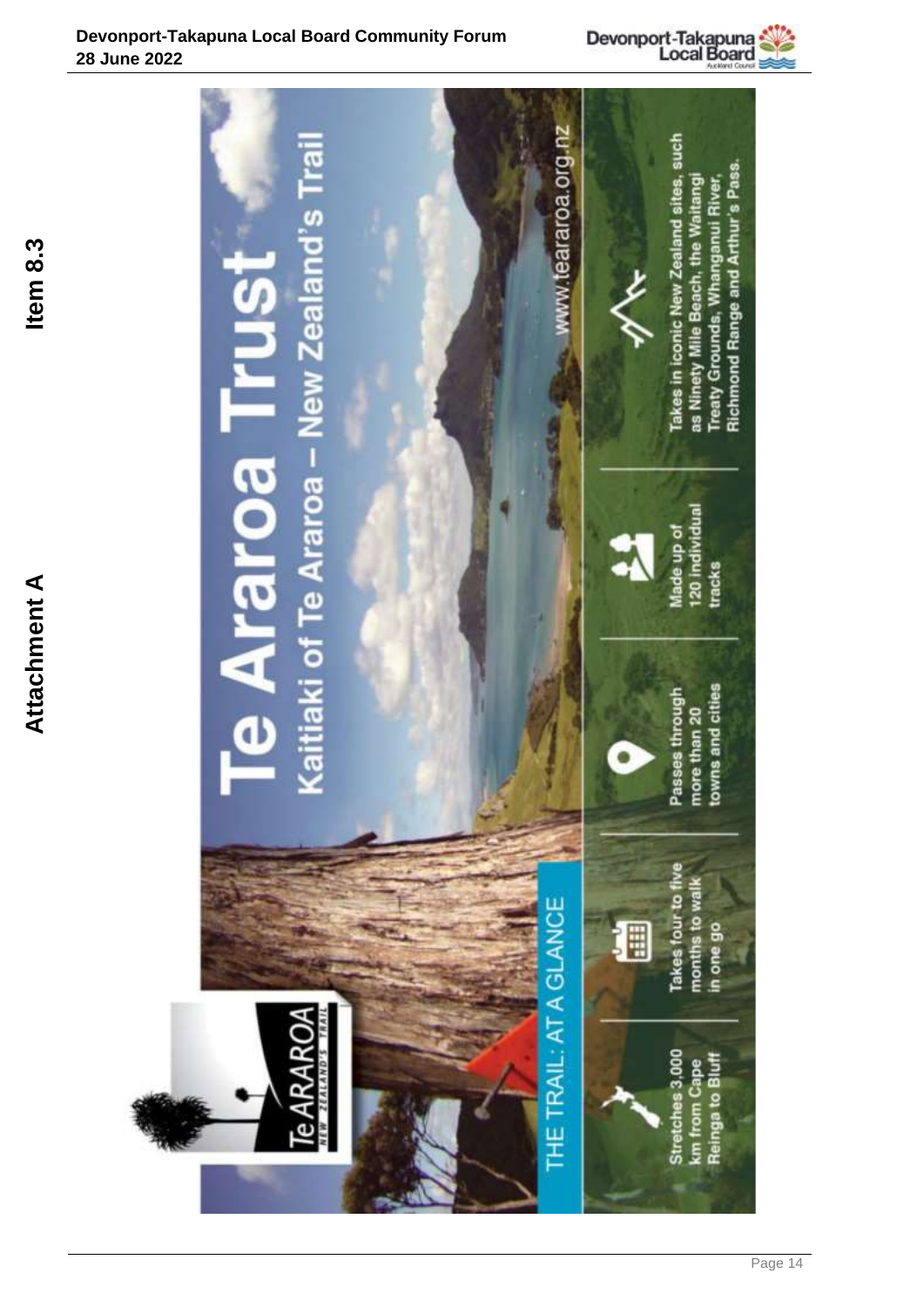# Te Araroa Trust

## Kaitiaki of Te Araroa – New Zealand's Trail

www.tearaoa.org.nz

Te ARAROA NEW ZEALAND'S TRAIL

### THE TRAIL: AT A GLANCE

- Stretches 3,000 km from Cape Reinga to Bluff
- Takes four to five months to walk in one go
- Passes through more than 20 towns and cities
- Made up of 120 individual tracks
- Takes in iconic New Zealand sites, such as Ninety Mile Beach, the Waitangi Treaty Grounds, Whanganui River, Richmond Range and Arthur's Pass.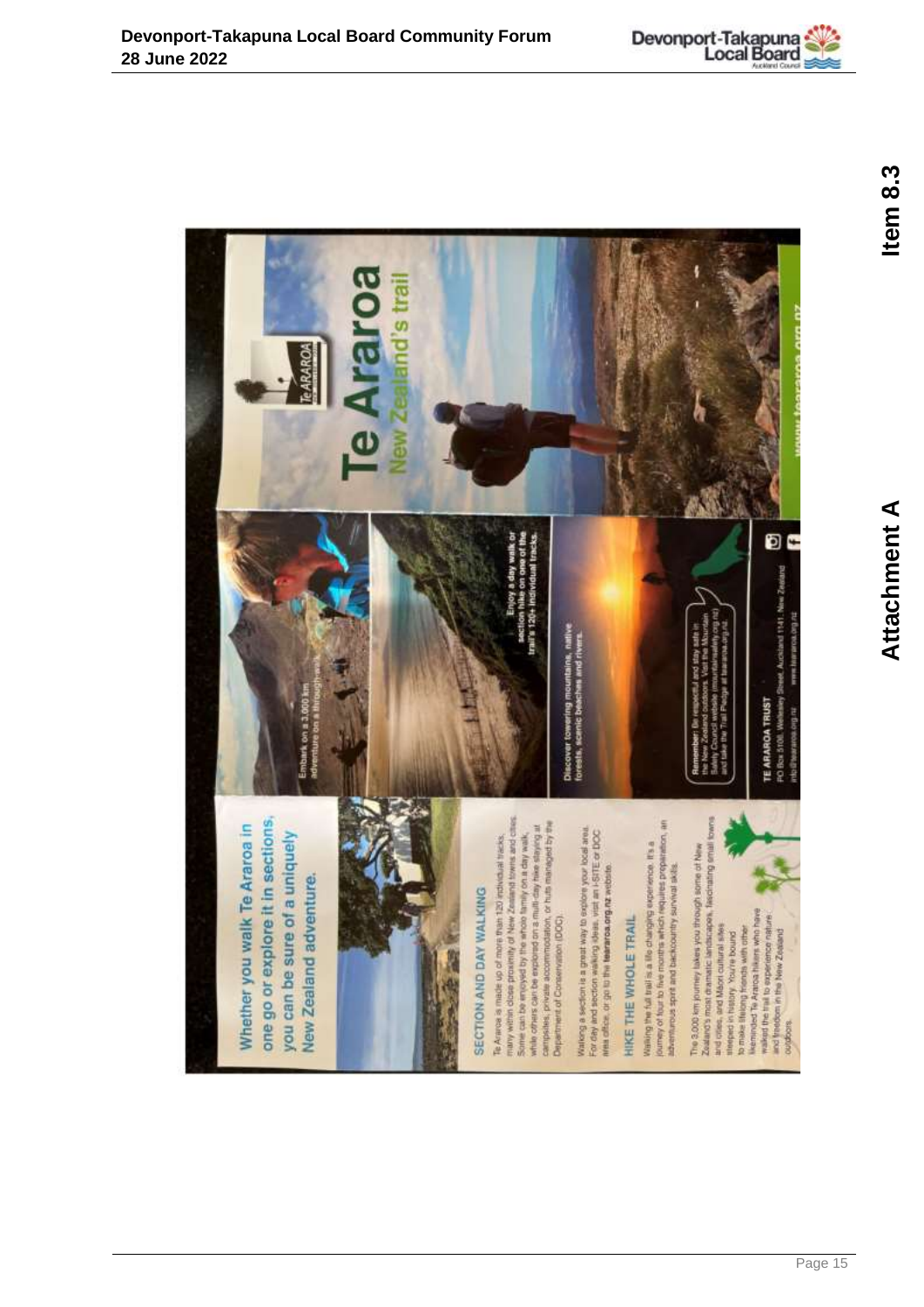Whether you walk Te Araroa in one go or explore it in sections, you can be sure of a uniquely New Zealand adventure.

## SECTION AND DAY WALKING

Te Araroa is made up of more than 120 individual tracks, many within close proximity of New Zealand towns and cities. Some can be enjoyed by the whole family on a day walk, while others can be explored on a multi-day hike staying at campsites, private accommodation, or huts managed by the Department of Conservation (DOC).

Walking a section is a great way to explore your local area. For day and section walking ideas, visit an i-SITE or DOC area office, or go to the **teararoa.org.nz** website.

## HIKE THE WHOLE TRAIL

Walking the full trail is a life changing experience. It's a journey of four to five months which requires preparation, an adventurous spirit and backcountry survival skills.

The 3,000 km journey takes you through some of New Zealand's most dramatic landscapes, fascinating small towns and cities, and Māori cultural sites steeped in history. You're bound to make lifelong friends with other likeminded Te Araroa hikers who have walked the trail to experience nature and freedom in the New Zealand outdoors.

Embark on a 3,000 km adventure on a through-walk

Enjoy a day walk or section hike on one of the trail's 120+ individual tracks.

Discover towering mountains, native forests, scenic beaches and rivers.

**Remember:** Be respectful and stay safe in the New Zealand outdoors. Visit the Mountain Safety Council website (mountainsafety.org.nz) and take the Trail Pledge at teararoa.org.nz

**TE ARAROA TRUST**
PO Box 5108, Wellesley Street, Auckland 1141, New Zealand
info@teararoa.org.nz www.teararoa.org.nz

# Te Araroa

## New Zealand's trail

www.teararoa.org.nz

Item 8.3

Attachment A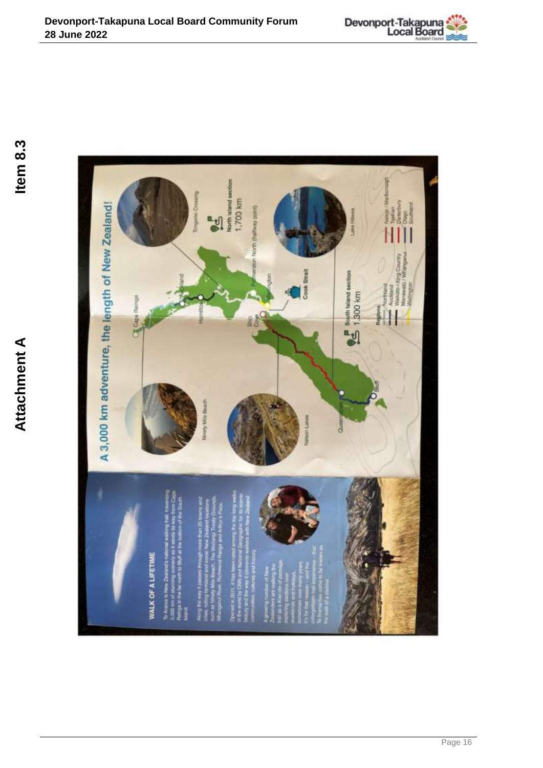Attachment A

Item 8.3

## A 3,000 km adventure, the length of New Zealand!

### WALK OF A LIFETIME

Te Araroa is New Zealand's national walking trail, traversing 3,000 km of stunning scenery as it winds its way from Cape Reinga in the far north to Bluff at the bottom of the South Island.

Along the way it passes through more than 20 towns and cities, rolling farmland and iconic New Zealand locations such as Ninety Mile Beach, The Waitangi Treaty Grounds, Whanganui River, Richmond Range and Arthur's Pass.

Opened in 2011, it has been rated among the top long walks in the world by CNN and National Geographic for its scenic beauty and the way it connects walkers with New Zealand communities, cultures and history.

A growing number of New Zealanders are walking the trail as a Kiwi rite of passage, exploring sections over weekends and holidays, sometimes over many years. It's for that reason – and the unforgettable trail experience – that Te Araroa has come to be known as the walk of a lifetime.

Cape Reinga

Ninety Mile Beach

Auckland

Hamilton

Tongariro Crossing

North Island section
1,700 km

Palmerston North (halfway point)

Wellington

Ship Cove

Cook Strait

Nelson Lakes

Queenstown

Bluff

South Island section
1,300 km

Lake Hawea

Regions:
Northland
Auckland
Waikato / King Country
Manawatū / Whanganui
Wellington
Nelson / Marlborough
Tasman
Canterbury
Otago
Southland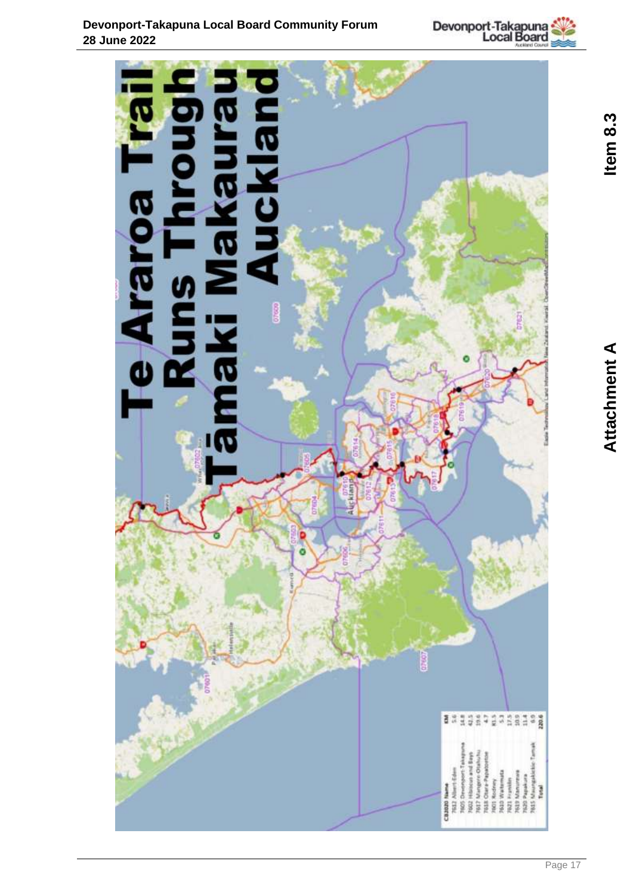# Te Araroa Trail Runs Through Tāmaki Makaurau Auckland

| CB2020 Name | KM |
|---|---|
| 7612 Albert-Eden | 5.6 |
| 7605 Devonport-Takapuna | 14.8 |
| 7602 Hibiscus and Bays | 42.5 |
| 7617 Mangere-Otahuhu | 19.6 |
| 7618 Otara-Papatoetoe | 4.7 |
| 7601 Rodney | 81.5 |
| 7610 Waitemata | 5.3 |
| 7621 Franklin | 17.5 |
| 7619 Manurewa | 10.9 |
| 7620 Papakura | 11.4 |
| 7615 Maungakiekie-Tamaki | 6.9 |
| Total | 220.6 |

Item 8.3

Attachment A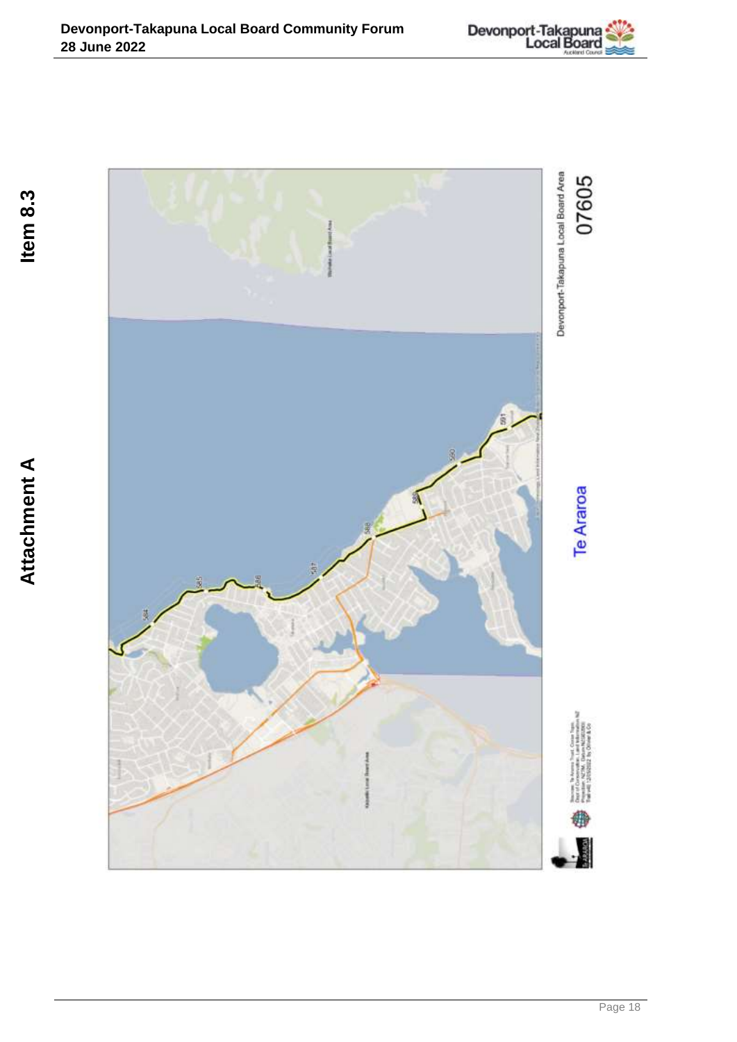Item 8.3

Attachment A

Devonport-Takapuna Local Board Area

07605

Te Araroa

584

585

586

587

588

589

590

591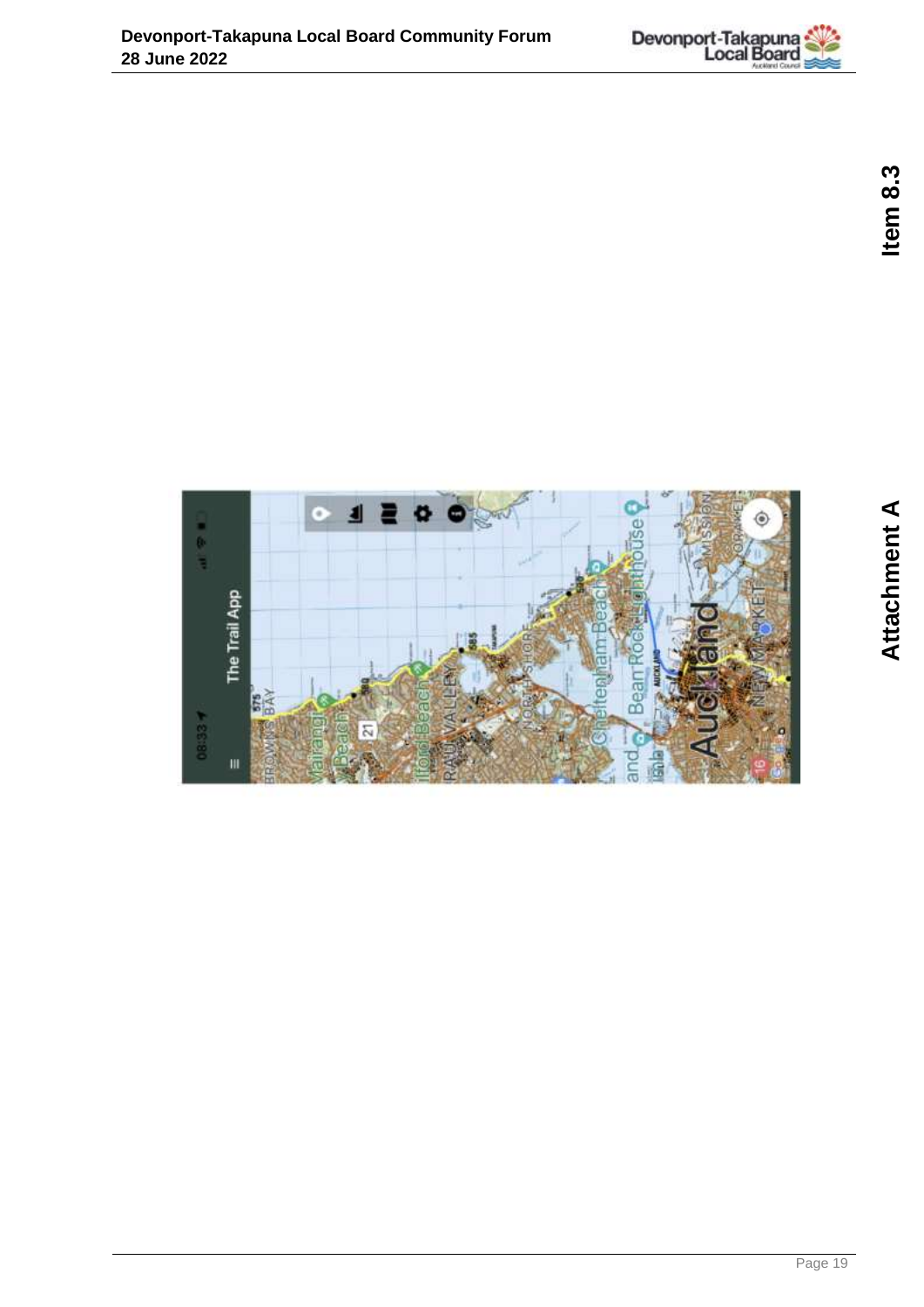The Trail App

08:33

BROWNS BAY

575

Mairangi Beach

21

Milford Beach

RAU VALLEY

NORTH SHORE

Cheltenham Beach

Bean Rock Lighthouse

Auckland

NEWMARKET

MISSION

ORAKEI

16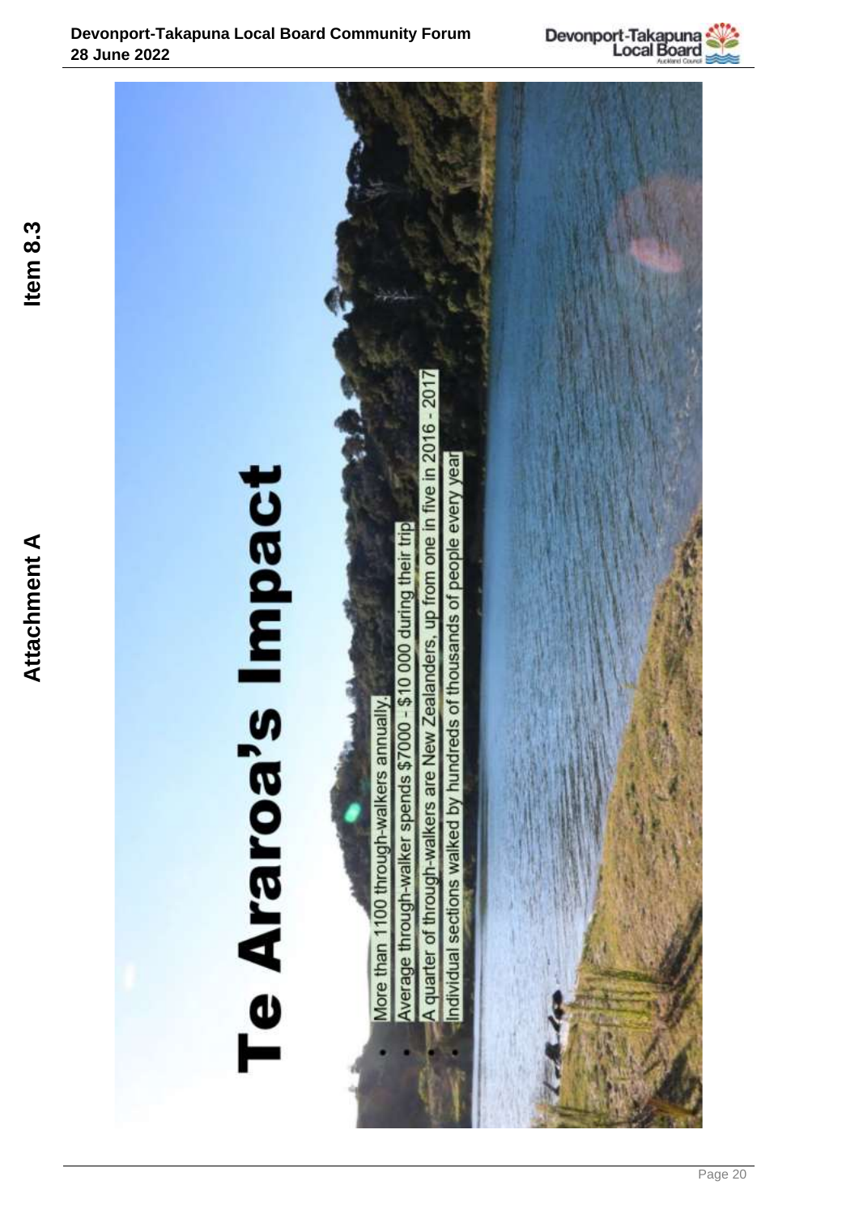# Te Araroa's Impact

- More than 1100 through-walkers annually.
- Average through-walker spends $7000 - $10 000 during their trip
- A quarter of through-walkers are New Zealanders, up from one in five in 2016 - 2017
- Individual sections walked by hundreds of thousands of people every year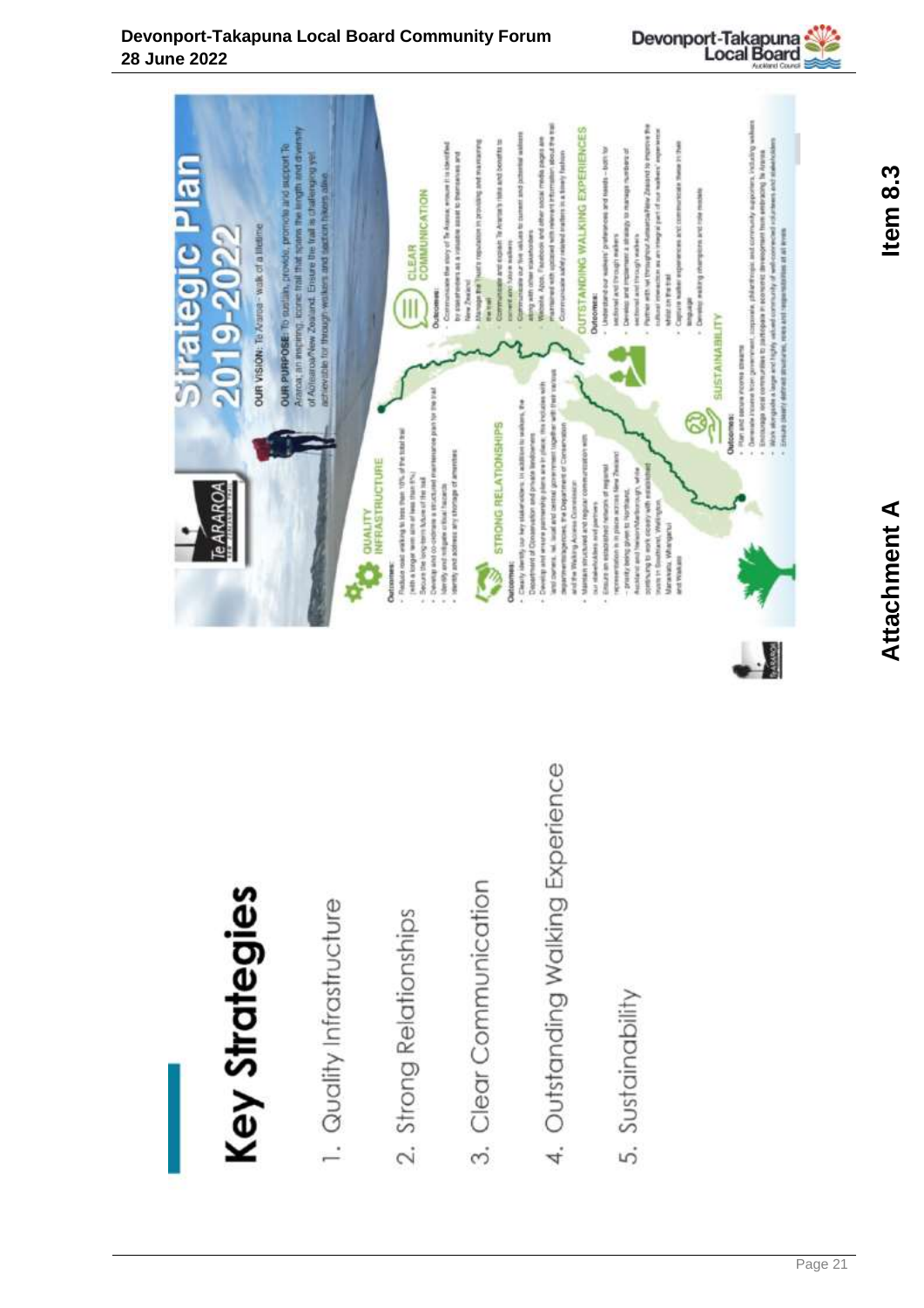# Key Strategies

1. Quality Infrastructure
2. Strong Relationships
3. Clear Communication
4. Outstanding Walking Experience
5. Sustainability

## Strategic Plan 2019-2022

Te Araroa

**OUR VISION:** Te Araroa - walk of a lifetime

**OUR PURPOSE:** To sustain, provide, promote and support Te Araroa; an inspiring, iconic trail that spans the length and diversity of Aotearoa/New Zealand. Ensure the trail is challenging yet achievable for through-walkers and section hikers alike.

### QUALITY INFRASTRUCTURE

**Outcomes:**

- Reduce road walking to less than 10% of the total trail (with a longer term aim of less than 5%)
- Secure the long-term future of the trail
- Develop and co-ordinate a structured maintenance plan for the trail
- Identify and mitigate critical hazards
- Identify and address any shortage of amenities

### STRONG RELATIONSHIPS

**Outcomes:**

- Clearly identify our key stakeholders; in addition to walkers, the Department of Conservation and private landowners
- Develop and ensure partnership plans are in place; this includes with land owners, iwi, local and central government together with their various departments/agencies, the Department of Conservation and the Walking Access Commission
- Maintain structured and regular communication with our stakeholders and partners
- Ensure an established network of regional representation is in place across New Zealand – priority being given to Northland, Auckland and Nelson/Marlborough, while continuing to work closely with established trusts in Southland, Wellington, Manawatu, Whanganui and Waikato

### CLEAR COMMUNICATION

**Outcomes:**

- Communicate the story of Te Araroa; ensure it is identified by stakeholders as a valuable asset to themselves and New Zealand
- Manage the Trust's reputation in providing and maintaining the trail
- Communicate and support Te Araroa's roles and benefits to current and future walkers
- Communicate our five values to current and potential walkers along with other stakeholders
- Website, Apps, Facebook and other social media pages are maintained with updated with relevant information about the trail
- Communicate safety related matters in a timely fashion

### OUTSTANDING WALKING EXPERIENCES

**Outcomes:**

- Understand our walkers' preferences and needs – both for sectional and through walkers
- Develop and implement a strategy to manage numbers of sectional and through walkers
- Partner with iwi throughout Aotearoa/New Zealand to improve the cultural interaction as an integral part of our walkers' experience whilst on the trail
- Capture walker experiences and communicate these in their language
- Develop walking champions and role models

### SUSTAINABILITY

**Outcomes:**

- Plan and secure income streams
- Generate income from government, corporate, philanthropic and community supporters, including walkers
- Encourage local communities to participate in economic development from embracing Te Araroa
- Work alongside a large and highly valued community of well-connected volunteers and stakeholders
- Ensure clearly defined structures, roles and responsibilities at all levels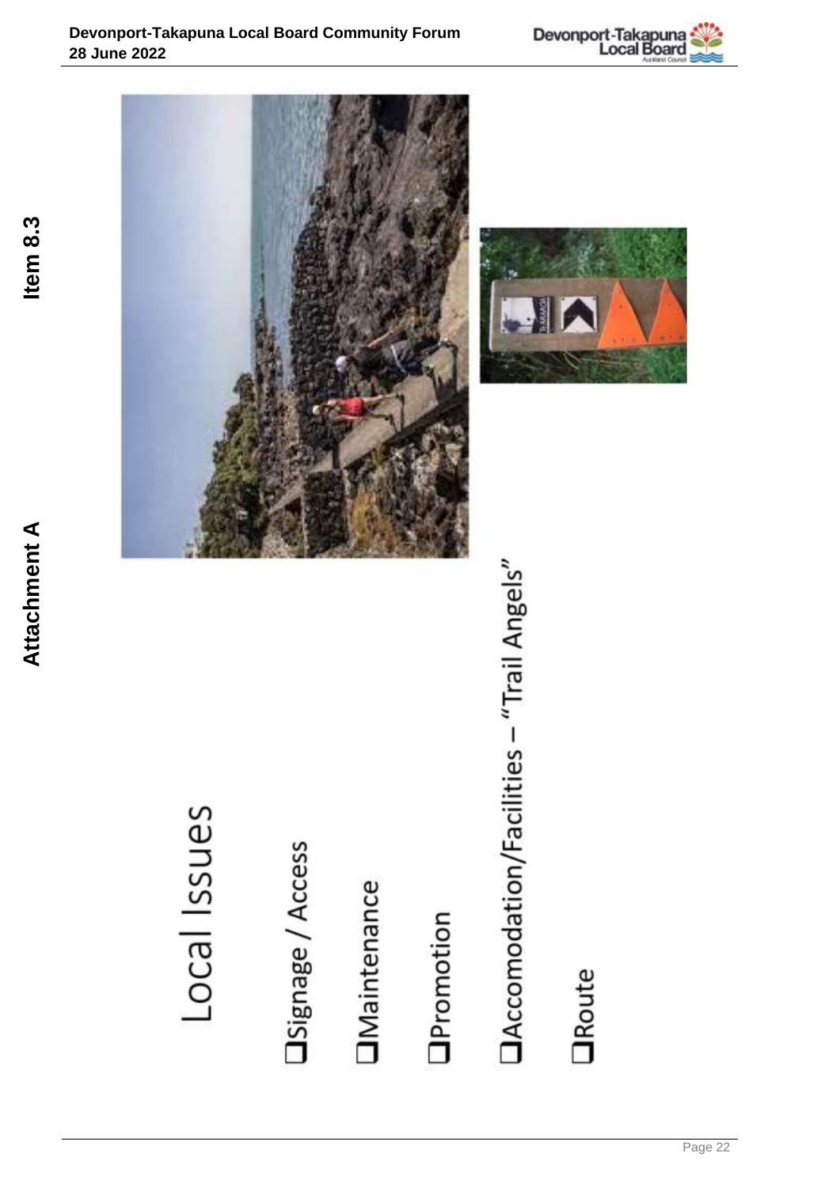# Local Issues

- ❑Signage / Access
- ❑Maintenance
- ❑Promotion
- ❑Accomodation/Facilities – "Trail Angels"
- ❑Route